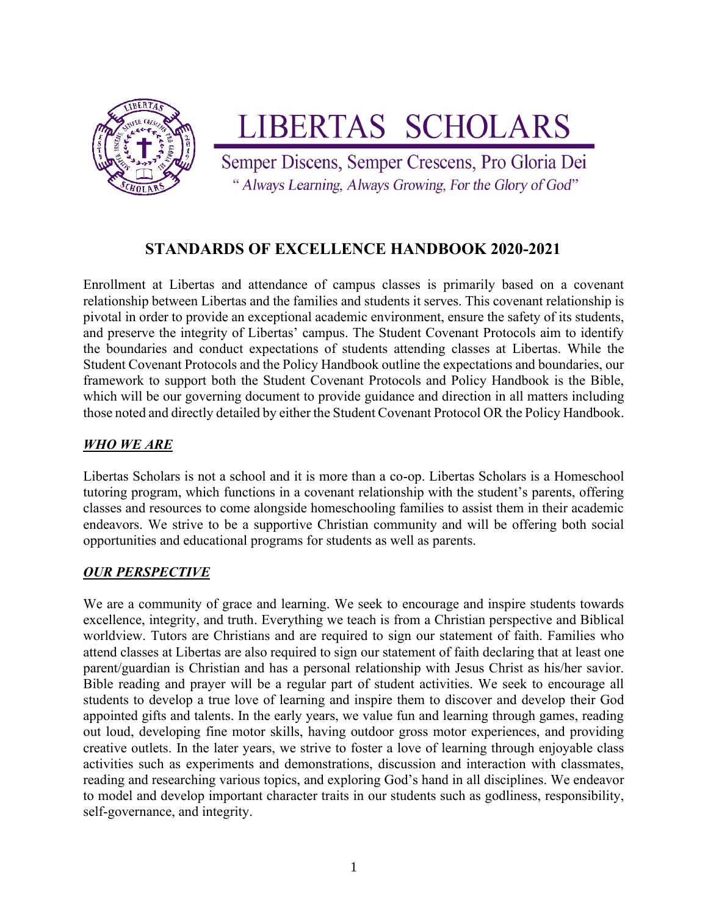# LIBERTAS SCHOLARS

Semper Discens, Semper Crescens, Pro Gloria Dei

*" Always Learning, Always Growing, For the Glory of God"*

## STANDARDS OF EXCELLENCE HANDBOOK 2020-2021

Enrollment at Libertas and attendance of campus classes is primarily based on a covenant relationship between Libertas and the families and students it serves. This covenant relationship is pivotal in order to provide an exceptional academic environment, ensure the safety of its students, and preserve the integrity of Libertas' campus. The Student Covenant Protocols aim to identify the boundaries and conduct expectations of students attending classes at Libertas. While the Student Covenant Protocols and the Policy Handbook outline the expectations and boundaries, our framework to support both the Student Covenant Protocols and Policy Handbook is the Bible, which will be our governing document to provide guidance and direction in all matters including those noted and directly detailed by either the Student Covenant Protocol OR the Policy Handbook.

### ***WHO WE ARE***

Libertas Scholars is not a school and it is more than a co-op. Libertas Scholars is a Homeschool tutoring program, which functions in a covenant relationship with the student's parents, offering classes and resources to come alongside homeschooling families to assist them in their academic endeavors. We strive to be a supportive Christian community and will be offering both social opportunities and educational programs for students as well as parents.

### ***OUR PERSPECTIVE***

We are a community of grace and learning. We seek to encourage and inspire students towards excellence, integrity, and truth. Everything we teach is from a Christian perspective and Biblical worldview. Tutors are Christians and are required to sign our statement of faith. Families who attend classes at Libertas are also required to sign our statement of faith declaring that at least one parent/guardian is Christian and has a personal relationship with Jesus Christ as his/her savior. Bible reading and prayer will be a regular part of student activities. We seek to encourage all students to develop a true love of learning and inspire them to discover and develop their God appointed gifts and talents. In the early years, we value fun and learning through games, reading out loud, developing fine motor skills, having outdoor gross motor experiences, and providing creative outlets. In the later years, we strive to foster a love of learning through enjoyable class activities such as experiments and demonstrations, discussion and interaction with classmates, reading and researching various topics, and exploring God's hand in all disciplines. We endeavor to model and develop important character traits in our students such as godliness, responsibility, self-governance, and integrity.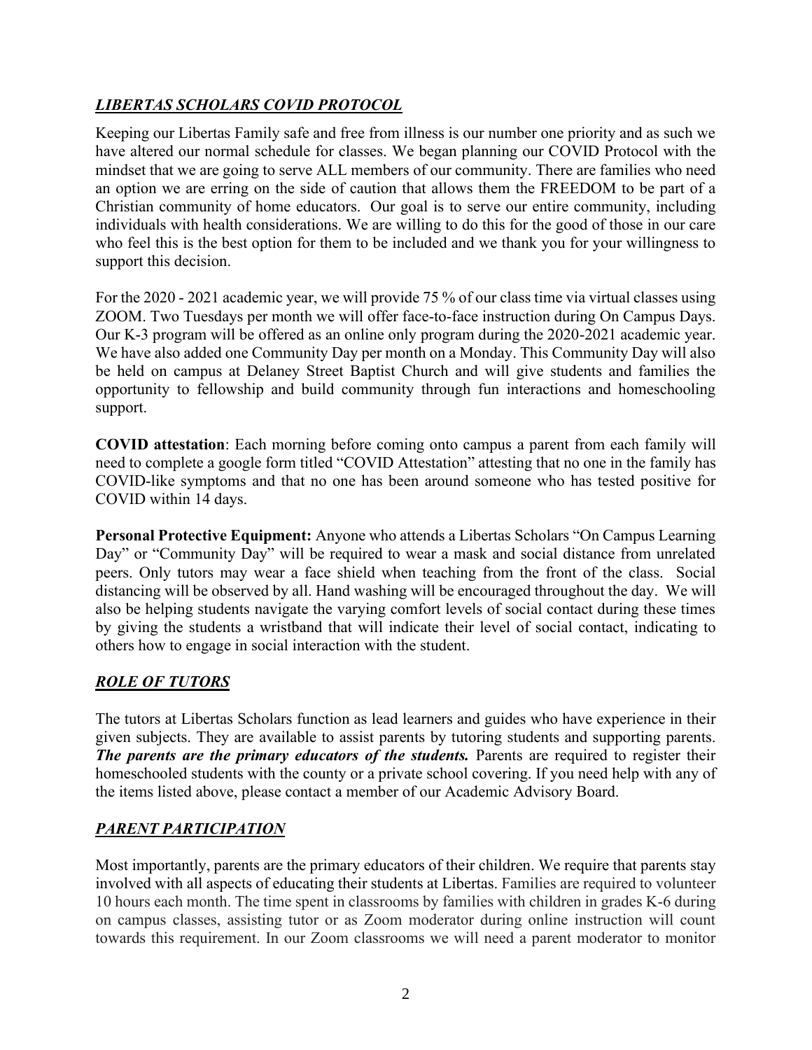## ***LIBERTAS SCHOLARS COVID PROTOCOL***

Keeping our Libertas Family safe and free from illness is our number one priority and as such we have altered our normal schedule for classes. We began planning our COVID Protocol with the mindset that we are going to serve ALL members of our community. There are families who need an option we are erring on the side of caution that allows them the FREEDOM to be part of a Christian community of home educators. Our goal is to serve our entire community, including individuals with health considerations. We are willing to do this for the good of those in our care who feel this is the best option for them to be included and we thank you for your willingness to support this decision.

For the 2020 - 2021 academic year, we will provide 75 % of our class time via virtual classes using ZOOM. Two Tuesdays per month we will offer face-to-face instruction during On Campus Days. Our K-3 program will be offered as an online only program during the 2020-2021 academic year. We have also added one Community Day per month on a Monday. This Community Day will also be held on campus at Delaney Street Baptist Church and will give students and families the opportunity to fellowship and build community through fun interactions and homeschooling support.

**COVID attestation**: Each morning before coming onto campus a parent from each family will need to complete a google form titled "COVID Attestation" attesting that no one in the family has COVID-like symptoms and that no one has been around someone who has tested positive for COVID within 14 days.

**Personal Protective Equipment:** Anyone who attends a Libertas Scholars "On Campus Learning Day" or "Community Day" will be required to wear a mask and social distance from unrelated peers. Only tutors may wear a face shield when teaching from the front of the class. Social distancing will be observed by all. Hand washing will be encouraged throughout the day. We will also be helping students navigate the varying comfort levels of social contact during these times by giving the students a wristband that will indicate their level of social contact, indicating to others how to engage in social interaction with the student.

## ***ROLE OF TUTORS***

The tutors at Libertas Scholars function as lead learners and guides who have experience in their given subjects. They are available to assist parents by tutoring students and supporting parents. ***The parents are the primary educators of the students.*** Parents are required to register their homeschooled students with the county or a private school covering. If you need help with any of the items listed above, please contact a member of our Academic Advisory Board.

## ***PARENT PARTICIPATION***

Most importantly, parents are the primary educators of their children. We require that parents stay involved with all aspects of educating their students at Libertas. Families are required to volunteer 10 hours each month. The time spent in classrooms by families with children in grades K-6 during on campus classes, assisting tutor or as Zoom moderator during online instruction will count towards this requirement. In our Zoom classrooms we will need a parent moderator to monitor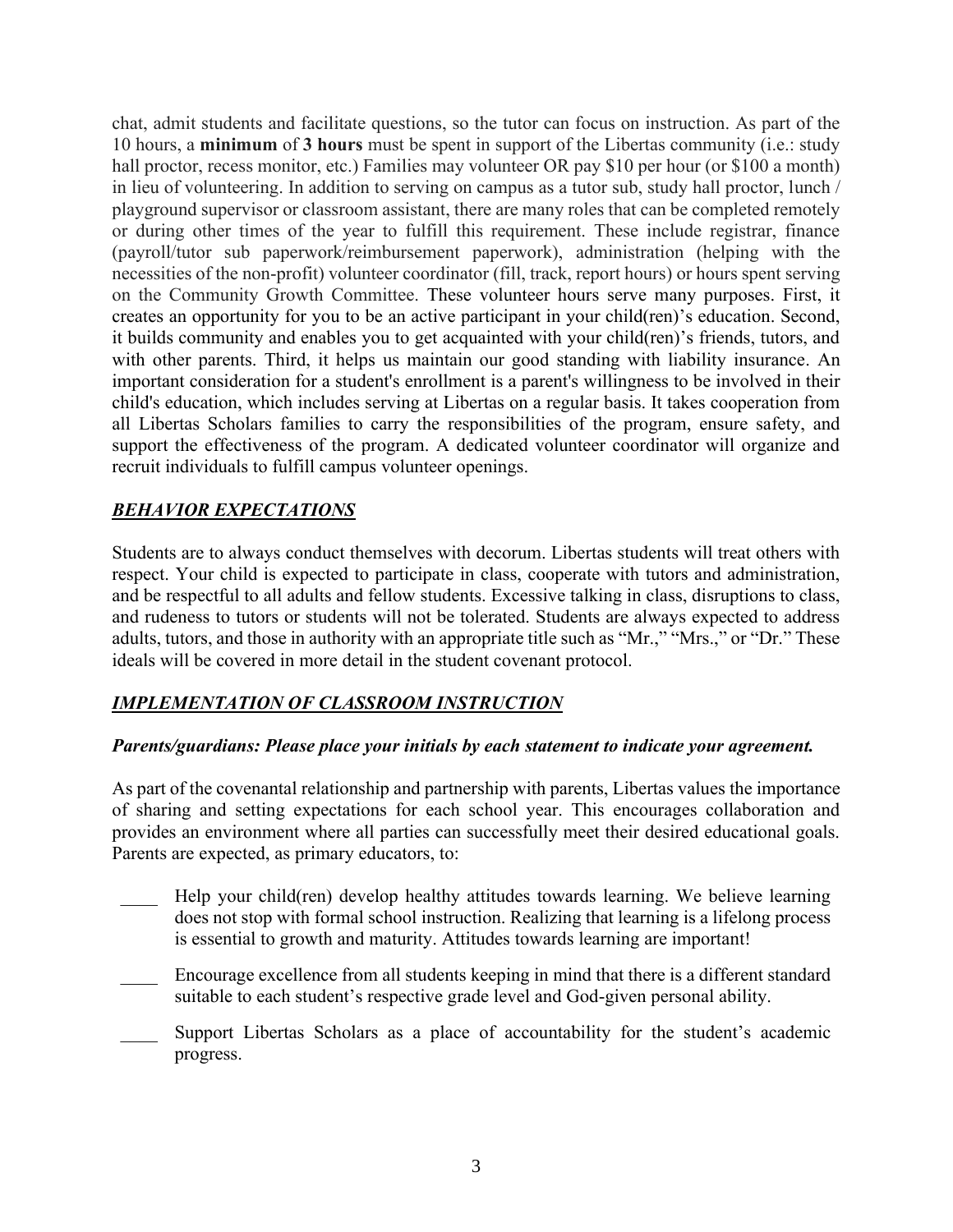chat, admit students and facilitate questions, so the tutor can focus on instruction. As part of the 10 hours, a **minimum** of **3 hours** must be spent in support of the Libertas community (i.e.: study hall proctor, recess monitor, etc.) Families may volunteer OR pay $10 per hour (or $100 a month) in lieu of volunteering. In addition to serving on campus as a tutor sub, study hall proctor, lunch / playground supervisor or classroom assistant, there are many roles that can be completed remotely or during other times of the year to fulfill this requirement. These include registrar, finance (payroll/tutor sub paperwork/reimbursement paperwork), administration (helping with the necessities of the non-profit) volunteer coordinator (fill, track, report hours) or hours spent serving on the Community Growth Committee. These volunteer hours serve many purposes. First, it creates an opportunity for you to be an active participant in your child(ren)'s education. Second, it builds community and enables you to get acquainted with your child(ren)'s friends, tutors, and with other parents. Third, it helps us maintain our good standing with liability insurance. An important consideration for a student's enrollment is a parent's willingness to be involved in their child's education, which includes serving at Libertas on a regular basis. It takes cooperation from all Libertas Scholars families to carry the responsibilities of the program, ensure safety, and support the effectiveness of the program. A dedicated volunteer coordinator will organize and recruit individuals to fulfill campus volunteer openings.

## ***BEHAVIOR EXPECTATIONS***

Students are to always conduct themselves with decorum. Libertas students will treat others with respect. Your child is expected to participate in class, cooperate with tutors and administration, and be respectful to all adults and fellow students. Excessive talking in class, disruptions to class, and rudeness to tutors or students will not be tolerated. Students are always expected to address adults, tutors, and those in authority with an appropriate title such as "Mr.," "Mrs.," or "Dr." These ideals will be covered in more detail in the student covenant protocol.

## ***IMPLEMENTATION OF CLASSROOM INSTRUCTION***

***Parents/guardians: Please place your initials by each statement to indicate your agreement.***

As part of the covenantal relationship and partnership with parents, Libertas values the importance of sharing and setting expectations for each school year. This encourages collaboration and provides an environment where all parties can successfully meet their desired educational goals. Parents are expected, as primary educators, to:

____ Help your child(ren) develop healthy attitudes towards learning. We believe learning does not stop with formal school instruction. Realizing that learning is a lifelong process is essential to growth and maturity. Attitudes towards learning are important!

____ Encourage excellence from all students keeping in mind that there is a different standard suitable to each student's respective grade level and God-given personal ability.

____ Support Libertas Scholars as a place of accountability for the student's academic progress.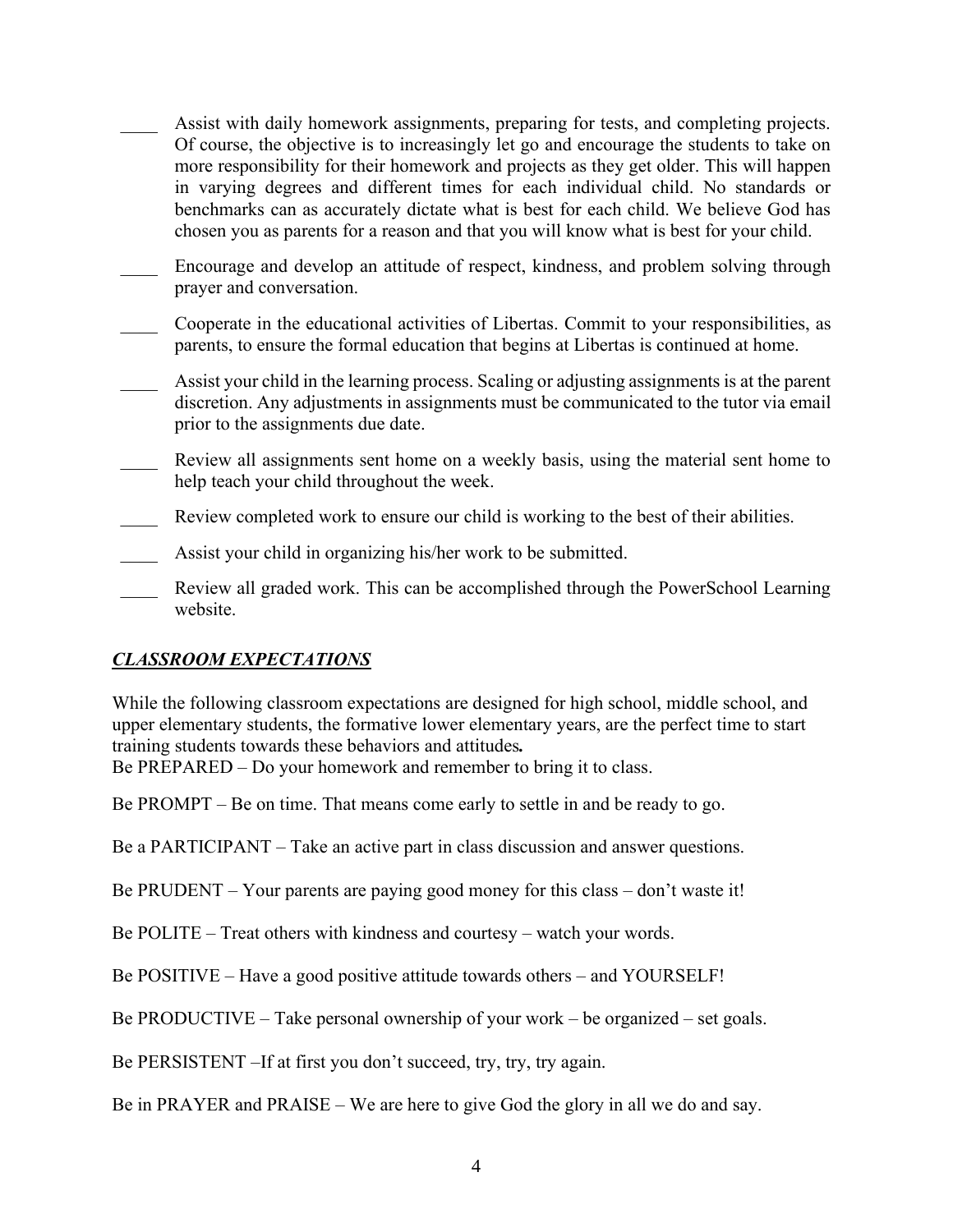- \_\_\_\_ Assist with daily homework assignments, preparing for tests, and completing projects. Of course, the objective is to increasingly let go and encourage the students to take on more responsibility for their homework and projects as they get older. This will happen in varying degrees and different times for each individual child. No standards or benchmarks can as accurately dictate what is best for each child. We believe God has chosen you as parents for a reason and that you will know what is best for your child.
- \_\_\_\_ Encourage and develop an attitude of respect, kindness, and problem solving through prayer and conversation.
- \_\_\_\_ Cooperate in the educational activities of Libertas. Commit to your responsibilities, as parents, to ensure the formal education that begins at Libertas is continued at home.
- \_\_\_\_ Assist your child in the learning process. Scaling or adjusting assignments is at the parent discretion. Any adjustments in assignments must be communicated to the tutor via email prior to the assignments due date.
- \_\_\_\_ Review all assignments sent home on a weekly basis, using the material sent home to help teach your child throughout the week.
- \_\_\_\_ Review completed work to ensure our child is working to the best of their abilities.
- \_\_\_\_ Assist your child in organizing his/her work to be submitted.
- \_\_\_\_ Review all graded work. This can be accomplished through the PowerSchool Learning website.

## ***CLASSROOM EXPECTATIONS***

While the following classroom expectations are designed for high school, middle school, and upper elementary students, the formative lower elementary years, are the perfect time to start training students towards these behaviors and attitudes**.**

Be PREPARED – Do your homework and remember to bring it to class.

Be PROMPT – Be on time. That means come early to settle in and be ready to go.

Be a PARTICIPANT – Take an active part in class discussion and answer questions.

Be PRUDENT – Your parents are paying good money for this class – don't waste it!

Be POLITE – Treat others with kindness and courtesy – watch your words.

Be POSITIVE – Have a good positive attitude towards others – and YOURSELF!

Be PRODUCTIVE – Take personal ownership of your work – be organized – set goals.

Be PERSISTENT –If at first you don't succeed, try, try, try again.

Be in PRAYER and PRAISE – We are here to give God the glory in all we do and say.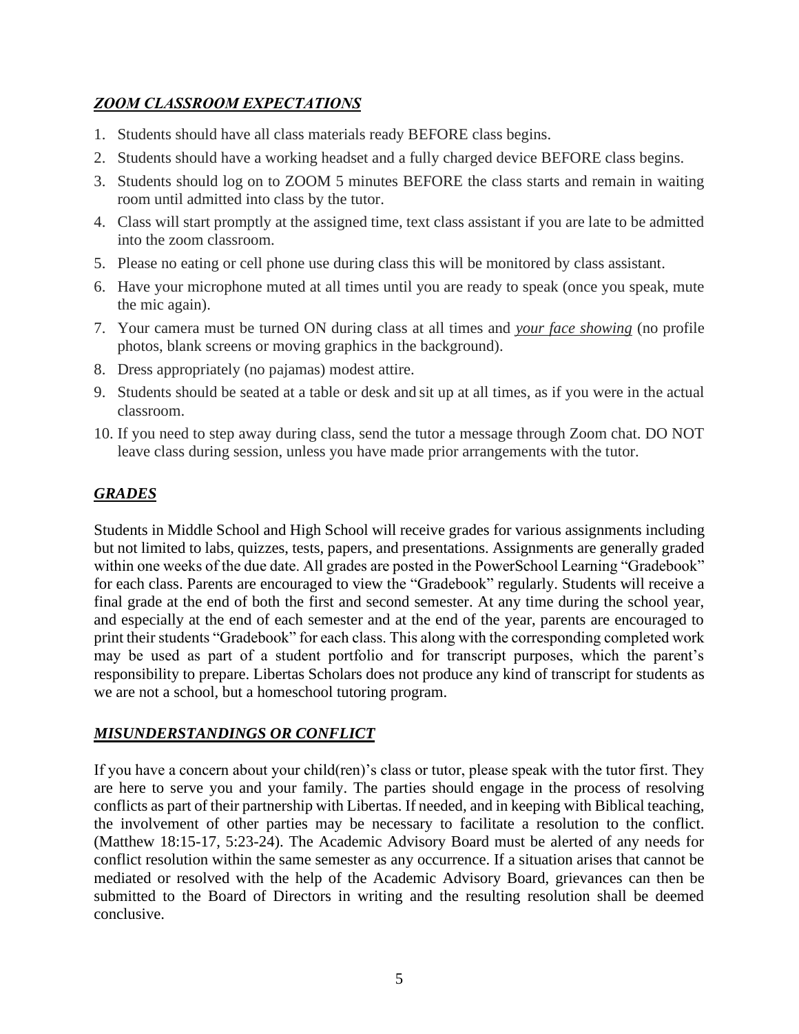## ***ZOOM CLASSROOM EXPECTATIONS***

1. Students should have all class materials ready BEFORE class begins.
2. Students should have a working headset and a fully charged device BEFORE class begins.
3. Students should log on to ZOOM 5 minutes BEFORE the class starts and remain in waiting room until admitted into class by the tutor.
4. Class will start promptly at the assigned time, text class assistant if you are late to be admitted into the zoom classroom.
5. Please no eating or cell phone use during class this will be monitored by class assistant.
6. Have your microphone muted at all times until you are ready to speak (once you speak, mute the mic again).
7. Your camera must be turned ON during class at all times and *your face showing* (no profile photos, blank screens or moving graphics in the background).
8. Dress appropriately (no pajamas) modest attire.
9. Students should be seated at a table or desk and sit up at all times, as if you were in the actual classroom.
10. If you need to step away during class, send the tutor a message through Zoom chat. DO NOT leave class during session, unless you have made prior arrangements with the tutor.

## ***GRADES***

Students in Middle School and High School will receive grades for various assignments including but not limited to labs, quizzes, tests, papers, and presentations. Assignments are generally graded within one weeks of the due date. All grades are posted in the PowerSchool Learning "Gradebook" for each class. Parents are encouraged to view the "Gradebook" regularly. Students will receive a final grade at the end of both the first and second semester. At any time during the school year, and especially at the end of each semester and at the end of the year, parents are encouraged to print their students "Gradebook" for each class. This along with the corresponding completed work may be used as part of a student portfolio and for transcript purposes, which the parent's responsibility to prepare. Libertas Scholars does not produce any kind of transcript for students as we are not a school, but a homeschool tutoring program.

## ***MISUNDERSTANDINGS OR CONFLICT***

If you have a concern about your child(ren)'s class or tutor, please speak with the tutor first. They are here to serve you and your family. The parties should engage in the process of resolving conflicts as part of their partnership with Libertas. If needed, and in keeping with Biblical teaching, the involvement of other parties may be necessary to facilitate a resolution to the conflict. (Matthew 18:15-17, 5:23-24). The Academic Advisory Board must be alerted of any needs for conflict resolution within the same semester as any occurrence. If a situation arises that cannot be mediated or resolved with the help of the Academic Advisory Board, grievances can then be submitted to the Board of Directors in writing and the resulting resolution shall be deemed conclusive.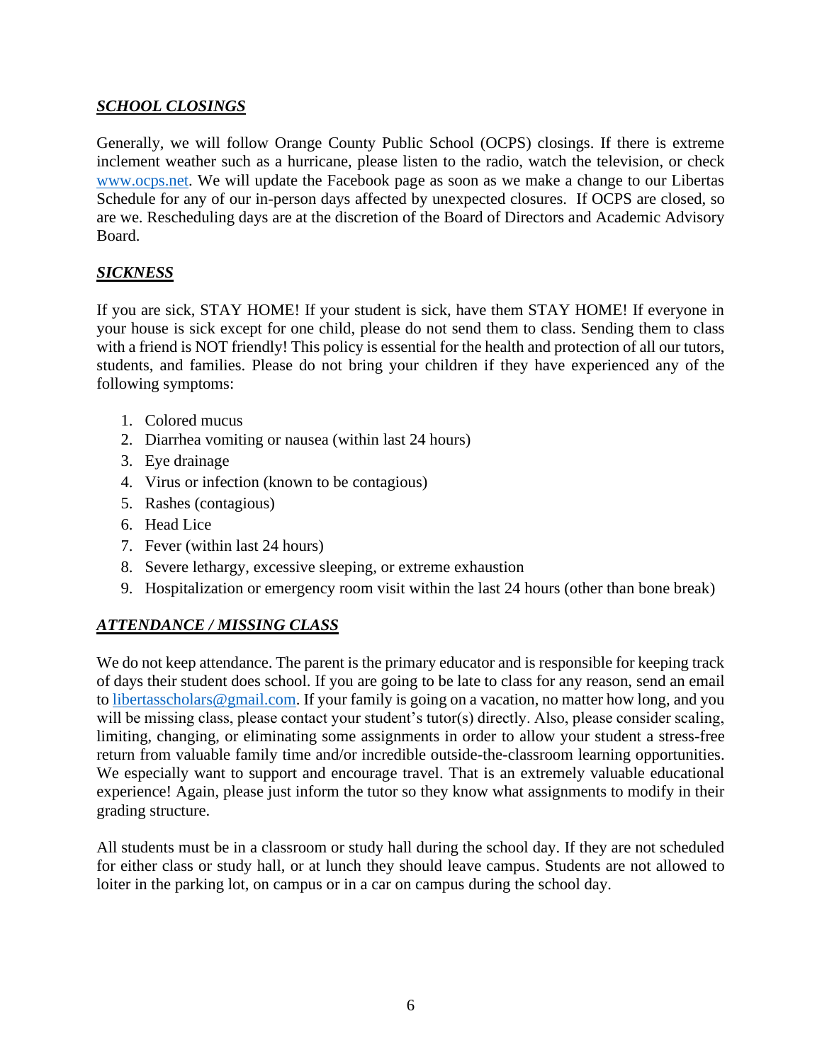## ***SCHOOL CLOSINGS***

Generally, we will follow Orange County Public School (OCPS) closings. If there is extreme inclement weather such as a hurricane, please listen to the radio, watch the television, or check www.ocps.net. We will update the Facebook page as soon as we make a change to our Libertas Schedule for any of our in-person days affected by unexpected closures. If OCPS are closed, so are we. Rescheduling days are at the discretion of the Board of Directors and Academic Advisory Board.

## ***SICKNESS***

If you are sick, STAY HOME! If your student is sick, have them STAY HOME! If everyone in your house is sick except for one child, please do not send them to class. Sending them to class with a friend is NOT friendly! This policy is essential for the health and protection of all our tutors, students, and families. Please do not bring your children if they have experienced any of the following symptoms:

1. Colored mucus
2. Diarrhea vomiting or nausea (within last 24 hours)
3. Eye drainage
4. Virus or infection (known to be contagious)
5. Rashes (contagious)
6. Head Lice
7. Fever (within last 24 hours)
8. Severe lethargy, excessive sleeping, or extreme exhaustion
9. Hospitalization or emergency room visit within the last 24 hours (other than bone break)

## ***ATTENDANCE / MISSING CLASS***

We do not keep attendance. The parent is the primary educator and is responsible for keeping track of days their student does school. If you are going to be late to class for any reason, send an email to libertasscholars@gmail.com. If your family is going on a vacation, no matter how long, and you will be missing class, please contact your student's tutor(s) directly. Also, please consider scaling, limiting, changing, or eliminating some assignments in order to allow your student a stress-free return from valuable family time and/or incredible outside-the-classroom learning opportunities. We especially want to support and encourage travel. That is an extremely valuable educational experience! Again, please just inform the tutor so they know what assignments to modify in their grading structure.

All students must be in a classroom or study hall during the school day. If they are not scheduled for either class or study hall, or at lunch they should leave campus. Students are not allowed to loiter in the parking lot, on campus or in a car on campus during the school day.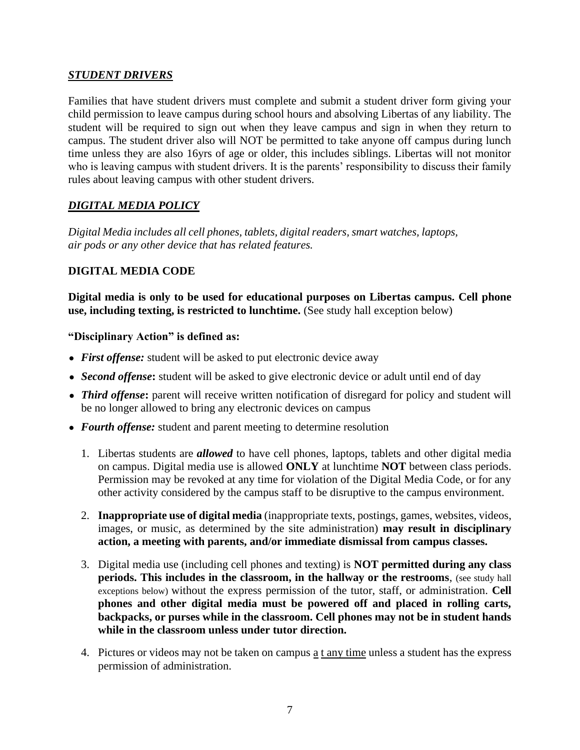## ***STUDENT DRIVERS***

Families that have student drivers must complete and submit a student driver form giving your child permission to leave campus during school hours and absolving Libertas of any liability. The student will be required to sign out when they leave campus and sign in when they return to campus. The student driver also will NOT be permitted to take anyone off campus during lunch time unless they are also 16yrs of age or older, this includes siblings. Libertas will not monitor who is leaving campus with student drivers. It is the parents' responsibility to discuss their family rules about leaving campus with other student drivers.

## ***DIGITAL MEDIA POLICY***

*Digital Media includes all cell phones, tablets, digital readers, smart watches, laptops, air pods or any other device that has related features.*

### **DIGITAL MEDIA CODE**

**Digital media is only to be used for educational purposes on Libertas campus. Cell phone use, including texting, is restricted to lunchtime.** (See study hall exception below)

**"Disciplinary Action" is defined as:**

- ***First offense:*** student will be asked to put electronic device away
- ***Second offense*:** student will be asked to give electronic device or adult until end of day
- ***Third offense*:** parent will receive written notification of disregard for policy and student will be no longer allowed to bring any electronic devices on campus
- ***Fourth offense:*** student and parent meeting to determine resolution

1. Libertas students are ***allowed*** to have cell phones, laptops, tablets and other digital media on campus. Digital media use is allowed **ONLY** at lunchtime **NOT** between class periods. Permission may be revoked at any time for violation of the Digital Media Code, or for any other activity considered by the campus staff to be disruptive to the campus environment.
2. **Inappropriate use of digital media** (inappropriate texts, postings, games, websites, videos, images, or music, as determined by the site administration) **may result in disciplinary action, a meeting with parents, and/or immediate dismissal from campus classes.**
3. Digital media use (including cell phones and texting) is **NOT permitted during any class periods. This includes in the classroom, in the hallway or the restrooms**, (see study hall exceptions below) without the express permission of the tutor, staff, or administration. **Cell phones and other digital media must be powered off and placed in rolling carts, backpacks, or purses while in the classroom. Cell phones may not be in student hands while in the classroom unless under tutor direction.**
4. Pictures or videos may not be taken on campus a t any time unless a student has the express permission of administration.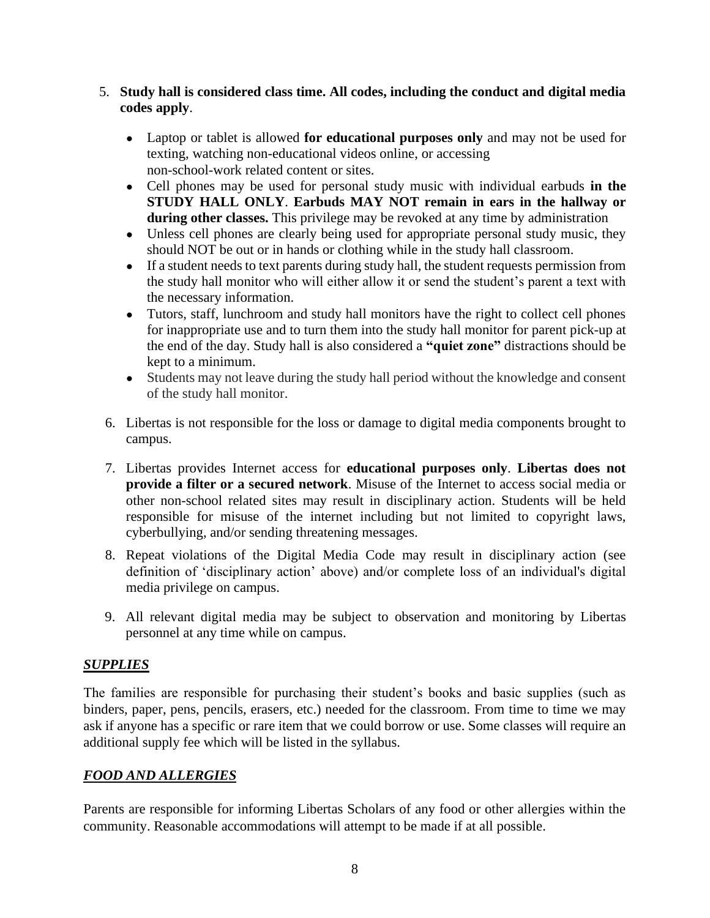5. **Study hall is considered class time. All codes, including the conduct and digital media codes apply**.

    - Laptop or tablet is allowed **for educational purposes only** and may not be used for texting, watching non-educational videos online, or accessing non-school-work related content or sites.
    - Cell phones may be used for personal study music with individual earbuds **in the STUDY HALL ONLY**. **Earbuds MAY NOT remain in ears in the hallway or during other classes.** This privilege may be revoked at any time by administration
    - Unless cell phones are clearly being used for appropriate personal study music, they should NOT be out or in hands or clothing while in the study hall classroom.
    - If a student needs to text parents during study hall, the student requests permission from the study hall monitor who will either allow it or send the student's parent a text with the necessary information.
    - Tutors, staff, lunchroom and study hall monitors have the right to collect cell phones for inappropriate use and to turn them into the study hall monitor for parent pick-up at the end of the day. Study hall is also considered a **"quiet zone"** distractions should be kept to a minimum.
    - Students may not leave during the study hall period without the knowledge and consent of the study hall monitor.

6. Libertas is not responsible for the loss or damage to digital media components brought to campus.

7. Libertas provides Internet access for **educational purposes only**. **Libertas does not provide a filter or a secured network**. Misuse of the Internet to access social media or other non-school related sites may result in disciplinary action. Students will be held responsible for misuse of the internet including but not limited to copyright laws, cyberbullying, and/or sending threatening messages.

8. Repeat violations of the Digital Media Code may result in disciplinary action (see definition of 'disciplinary action' above) and/or complete loss of an individual's digital media privilege on campus.

9. All relevant digital media may be subject to observation and monitoring by Libertas personnel at any time while on campus.

## ***SUPPLIES***

The families are responsible for purchasing their student's books and basic supplies (such as binders, paper, pens, pencils, erasers, etc.) needed for the classroom. From time to time we may ask if anyone has a specific or rare item that we could borrow or use. Some classes will require an additional supply fee which will be listed in the syllabus.

## ***FOOD AND ALLERGIES***

Parents are responsible for informing Libertas Scholars of any food or other allergies within the community. Reasonable accommodations will attempt to be made if at all possible.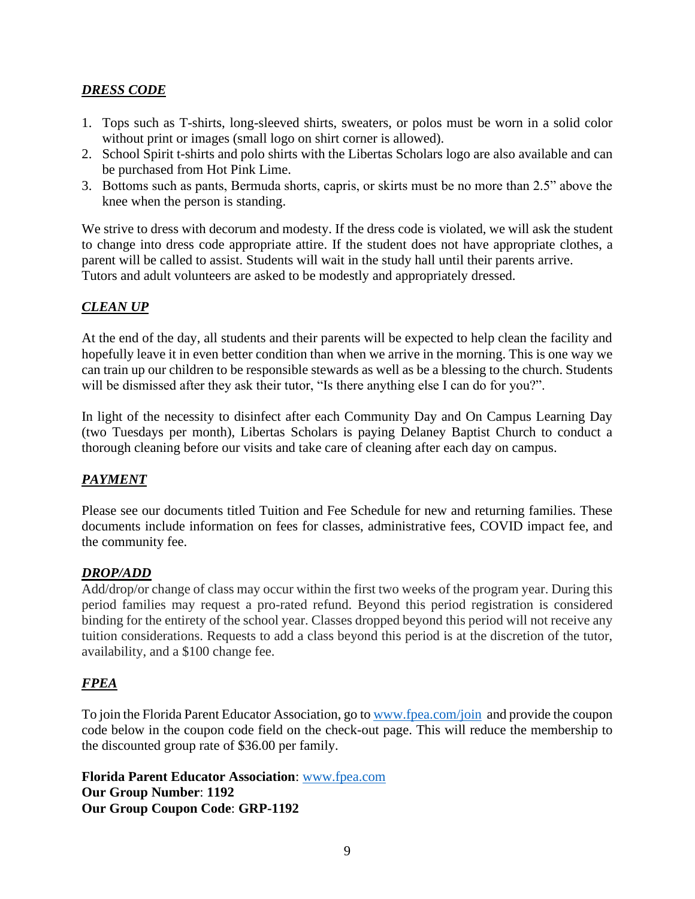***DRESS CODE***

1. Tops such as T-shirts, long-sleeved shirts, sweaters, or polos must be worn in a solid color without print or images (small logo on shirt corner is allowed).
2. School Spirit t-shirts and polo shirts with the Libertas Scholars logo are also available and can be purchased from Hot Pink Lime.
3. Bottoms such as pants, Bermuda shorts, capris, or skirts must be no more than 2.5" above the knee when the person is standing.

We strive to dress with decorum and modesty. If the dress code is violated, we will ask the student to change into dress code appropriate attire. If the student does not have appropriate clothes, a parent will be called to assist. Students will wait in the study hall until their parents arrive. Tutors and adult volunteers are asked to be modestly and appropriately dressed.

***CLEAN UP***

At the end of the day, all students and their parents will be expected to help clean the facility and hopefully leave it in even better condition than when we arrive in the morning. This is one way we can train up our children to be responsible stewards as well as be a blessing to the church. Students will be dismissed after they ask their tutor, "Is there anything else I can do for you?".

In light of the necessity to disinfect after each Community Day and On Campus Learning Day (two Tuesdays per month), Libertas Scholars is paying Delaney Baptist Church to conduct a thorough cleaning before our visits and take care of cleaning after each day on campus.

***PAYMENT***

Please see our documents titled Tuition and Fee Schedule for new and returning families. These documents include information on fees for classes, administrative fees, COVID impact fee, and the community fee.

***DROP/ADD***

Add/drop/or change of class may occur within the first two weeks of the program year. During this period families may request a pro-rated refund. Beyond this period registration is considered binding for the entirety of the school year. Classes dropped beyond this period will not receive any tuition considerations. Requests to add a class beyond this period is at the discretion of the tutor, availability, and a $100 change fee.

***FPEA***

To join the Florida Parent Educator Association, go to www.fpea.com/join and provide the coupon code below in the coupon code field on the check-out page. This will reduce the membership to the discounted group rate of $36.00 per family.

**Florida Parent Educator Association**: www.fpea.com
**Our Group Number**: **1192**
**Our Group Coupon Code**: **GRP-1192**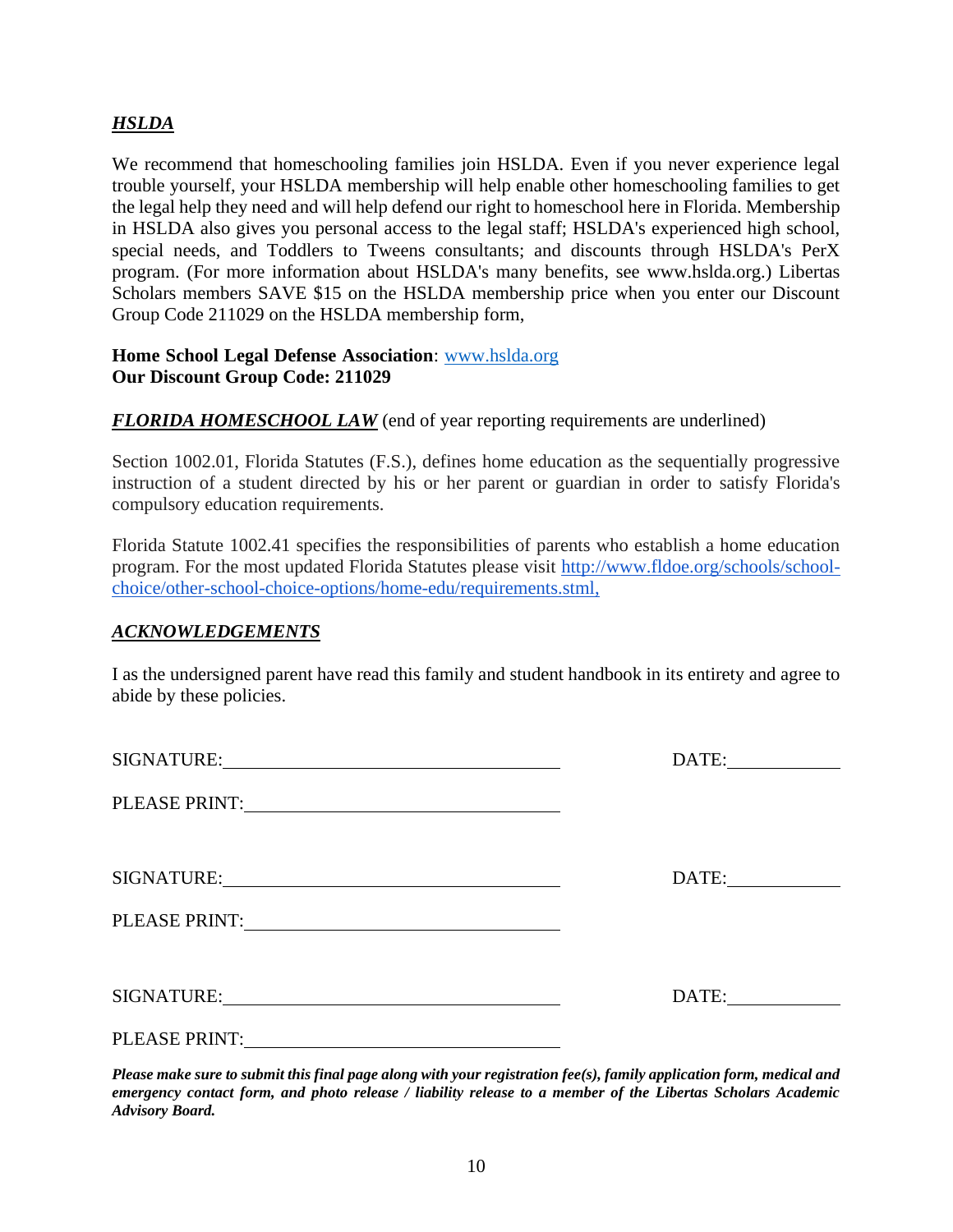## ***HSLDA***

We recommend that homeschooling families join HSLDA. Even if you never experience legal trouble yourself, your HSLDA membership will help enable other homeschooling families to get the legal help they need and will help defend our right to homeschool here in Florida. Membership in HSLDA also gives you personal access to the legal staff; HSLDA's experienced high school, special needs, and Toddlers to Tweens consultants; and discounts through HSLDA's PerX program. (For more information about HSLDA's many benefits, see www.hslda.org.) Libertas Scholars members SAVE $15 on the HSLDA membership price when you enter our Discount Group Code 211029 on the HSLDA membership form,

**Home School Legal Defense Association**: [www.hslda.org](http://www.hslda.org)
**Our Discount Group Code: 211029**

## ***FLORIDA HOMESCHOOL LAW*** (end of year reporting requirements are underlined)

Section 1002.01, Florida Statutes (F.S.), defines home education as the sequentially progressive instruction of a student directed by his or her parent or guardian in order to satisfy Florida's compulsory education requirements.

Florida Statute 1002.41 specifies the responsibilities of parents who establish a home education program. For the most updated Florida Statutes please visit [http://www.fldoe.org/schools/school-choice/other-school-choice-options/home-edu/requirements.stml,](http://www.fldoe.org/schools/school-choice/other-school-choice-options/home-edu/requirements.stml)

## ***ACKNOWLEDGEMENTS***

I as the undersigned parent have read this family and student handbook in its entirety and agree to abide by these policies.

SIGNATURE:________________________________ DATE:__________

PLEASE PRINT:______________________________

SIGNATURE:________________________________ DATE:__________

PLEASE PRINT:______________________________

SIGNATURE:________________________________ DATE:__________

PLEASE PRINT:______________________________

***Please make sure to submit this final page along with your registration fee(s), family application form, medical and emergency contact form, and photo release / liability release to a member of the Libertas Scholars Academic Advisory Board.***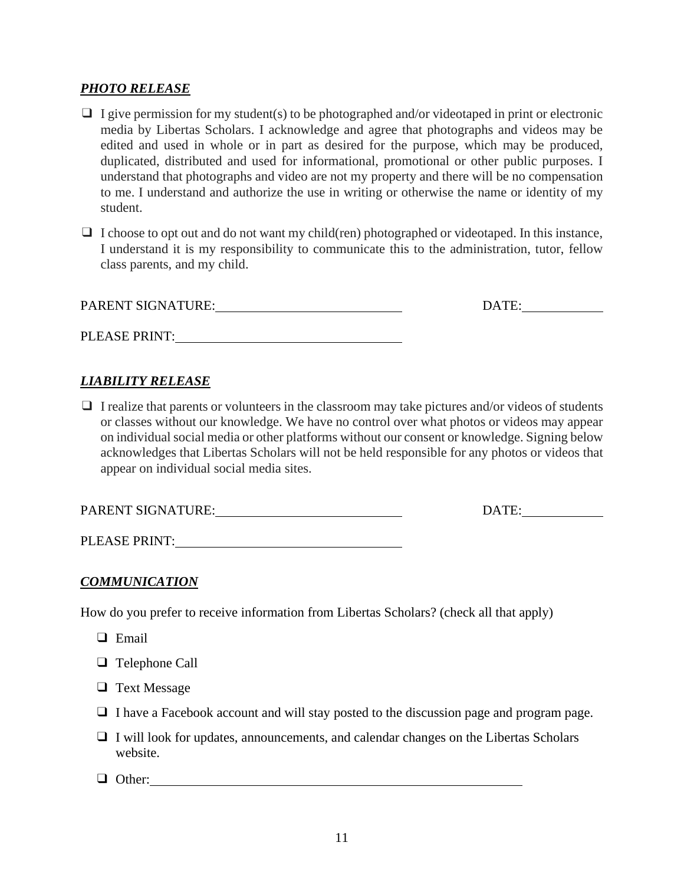## ***PHOTO RELEASE***

- ❑ I give permission for my student(s) to be photographed and/or videotaped in print or electronic media by Libertas Scholars. I acknowledge and agree that photographs and videos may be edited and used in whole or in part as desired for the purpose, which may be produced, duplicated, distributed and used for informational, promotional or other public purposes. I understand that photographs and video are not my property and there will be no compensation to me. I understand and authorize the use in writing or otherwise the name or identity of my student.
- ❑ I choose to opt out and do not want my child(ren) photographed or videotaped. In this instance, I understand it is my responsibility to communicate this to the administration, tutor, fellow class parents, and my child.

PARENT SIGNATURE:____________________________ DATE:____________

PLEASE PRINT:__________________________________

## ***LIABILITY RELEASE***

- ❑ I realize that parents or volunteers in the classroom may take pictures and/or videos of students or classes without our knowledge. We have no control over what photos or videos may appear on individual social media or other platforms without our consent or knowledge. Signing below acknowledges that Libertas Scholars will not be held responsible for any photos or videos that appear on individual social media sites.

PARENT SIGNATURE:____________________________ DATE:____________

PLEASE PRINT:__________________________________

## ***COMMUNICATION***

How do you prefer to receive information from Libertas Scholars? (check all that apply)

- ❑ Email
- ❑ Telephone Call
- ❑ Text Message
- ❑ I have a Facebook account and will stay posted to the discussion page and program page.
- ❑ I will look for updates, announcements, and calendar changes on the Libertas Scholars website.
- ❑ Other:____________________________________________________________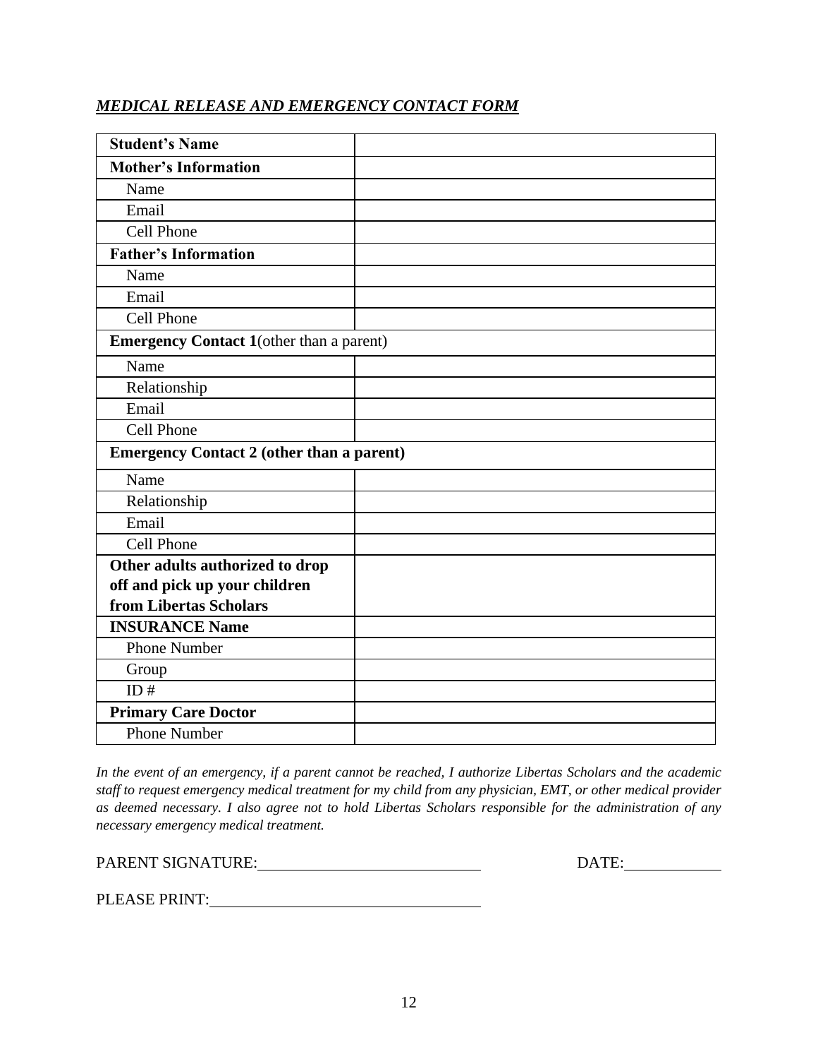***MEDICAL RELEASE AND EMERGENCY CONTACT FORM***

| | |
|---|---|
| **Student's Name** | |
| **Mother's Information** | |
| Name | |
| Email | |
| Cell Phone | |
| **Father's Information** | |
| Name | |
| Email | |
| Cell Phone | |
| **Emergency Contact 1**(other than a parent) | |
| Name | |
| Relationship | |
| Email | |
| Cell Phone | |
| **Emergency Contact 2 (other than a parent)** | |
| Name | |
| Relationship | |
| Email | |
| Cell Phone | |
| **Other adults authorized to drop off and pick up your children from Libertas Scholars** | |
| **INSURANCE Name** | |
| Phone Number | |
| Group | |
| ID # | |
| **Primary Care Doctor** | |
| Phone Number | |

*In the event of an emergency, if a parent cannot be reached, I authorize Libertas Scholars and the academic staff to request emergency medical treatment for my child from any physician, EMT, or other medical provider as deemed necessary. I also agree not to hold Libertas Scholars responsible for the administration of any necessary emergency medical treatment.*

PARENT SIGNATURE:____________________________ DATE:____________

PLEASE PRINT:__________________________________